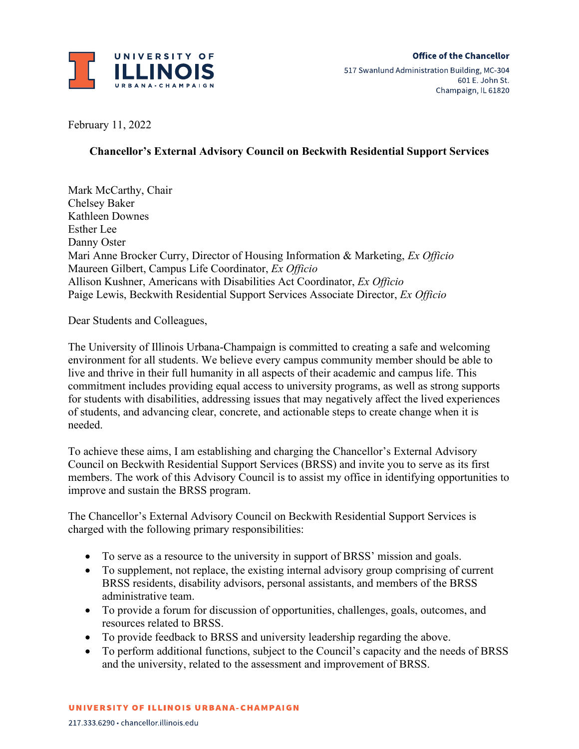**Office of the Chancellor**
517 Swanlund Administration Building, MC-304
601 E. John St.
Champaign, IL 61820

February 11, 2022

**Chancellor's External Advisory Council on Beckwith Residential Support Services**

Mark McCarthy, Chair
Chelsey Baker
Kathleen Downes
Esther Lee
Danny Oster
Mari Anne Brocker Curry, Director of Housing Information & Marketing, *Ex Officio*
Maureen Gilbert, Campus Life Coordinator, *Ex Officio*
Allison Kushner, Americans with Disabilities Act Coordinator, *Ex Officio*
Paige Lewis, Beckwith Residential Support Services Associate Director, *Ex Officio*

Dear Students and Colleagues,

The University of Illinois Urbana-Champaign is committed to creating a safe and welcoming environment for all students. We believe every campus community member should be able to live and thrive in their full humanity in all aspects of their academic and campus life. This commitment includes providing equal access to university programs, as well as strong supports for students with disabilities, addressing issues that may negatively affect the lived experiences of students, and advancing clear, concrete, and actionable steps to create change when it is needed.

To achieve these aims, I am establishing and charging the Chancellor's External Advisory Council on Beckwith Residential Support Services (BRSS) and invite you to serve as its first members. The work of this Advisory Council is to assist my office in identifying opportunities to improve and sustain the BRSS program.

The Chancellor's External Advisory Council on Beckwith Residential Support Services is charged with the following primary responsibilities:

- To serve as a resource to the university in support of BRSS' mission and goals.
- To supplement, not replace, the existing internal advisory group comprising of current BRSS residents, disability advisors, personal assistants, and members of the BRSS administrative team.
- To provide a forum for discussion of opportunities, challenges, goals, outcomes, and resources related to BRSS.
- To provide feedback to BRSS and university leadership regarding the above.
- To perform additional functions, subject to the Council's capacity and the needs of BRSS and the university, related to the assessment and improvement of BRSS.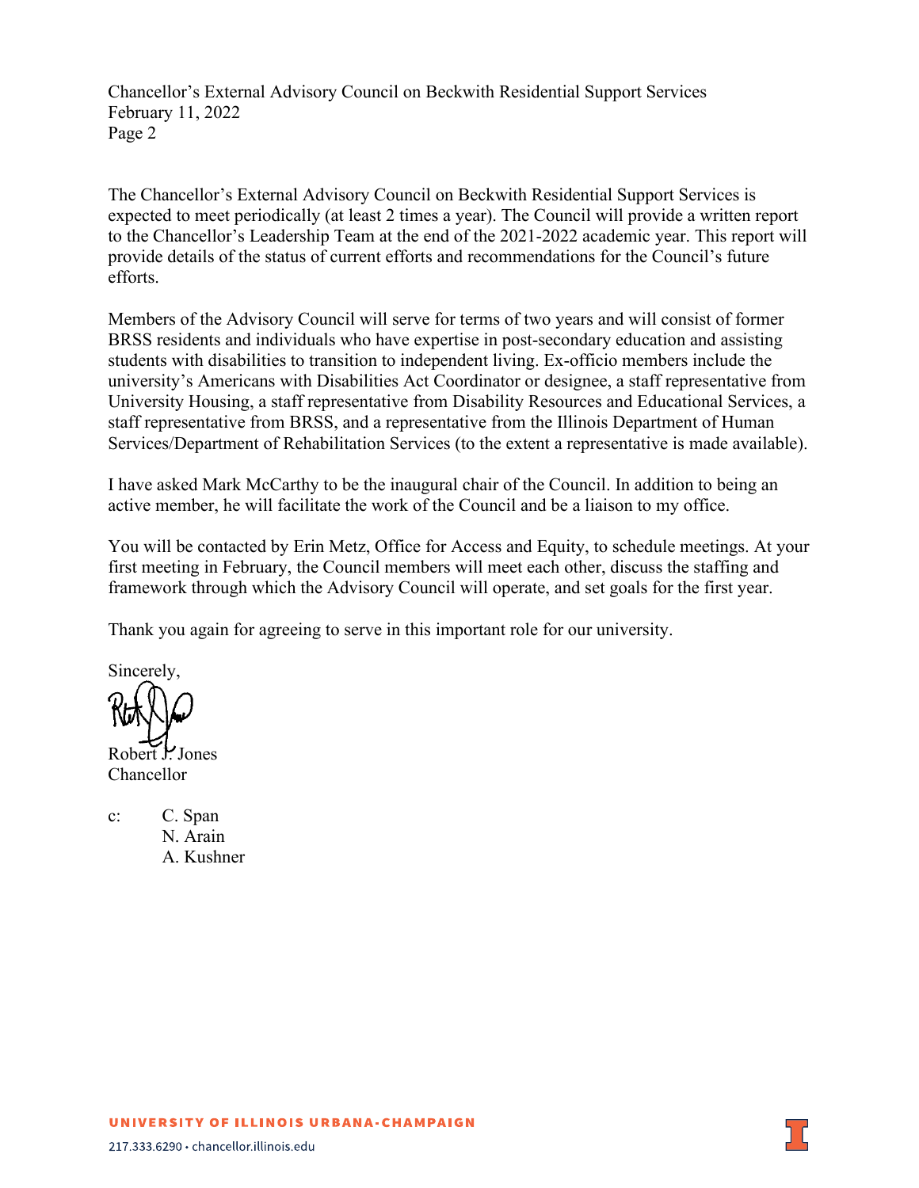The Chancellor's External Advisory Council on Beckwith Residential Support Services is expected to meet periodically (at least 2 times a year). The Council will provide a written report to the Chancellor's Leadership Team at the end of the 2021-2022 academic year. This report will provide details of the status of current efforts and recommendations for the Council's future efforts.

Members of the Advisory Council will serve for terms of two years and will consist of former BRSS residents and individuals who have expertise in post-secondary education and assisting students with disabilities to transition to independent living. Ex-officio members include the university's Americans with Disabilities Act Coordinator or designee, a staff representative from University Housing, a staff representative from Disability Resources and Educational Services, a staff representative from BRSS, and a representative from the Illinois Department of Human Services/Department of Rehabilitation Services (to the extent a representative is made available).

I have asked Mark McCarthy to be the inaugural chair of the Council. In addition to being an active member, he will facilitate the work of the Council and be a liaison to my office.

You will be contacted by Erin Metz, Office for Access and Equity, to schedule meetings. At your first meeting in February, the Council members will meet each other, discuss the staffing and framework through which the Advisory Council will operate, and set goals for the first year.

Thank you again for agreeing to serve in this important role for our university.

Sincerely,

Robert J. Jones
Chancellor

c: C. Span
N. Arain
A. Kushner